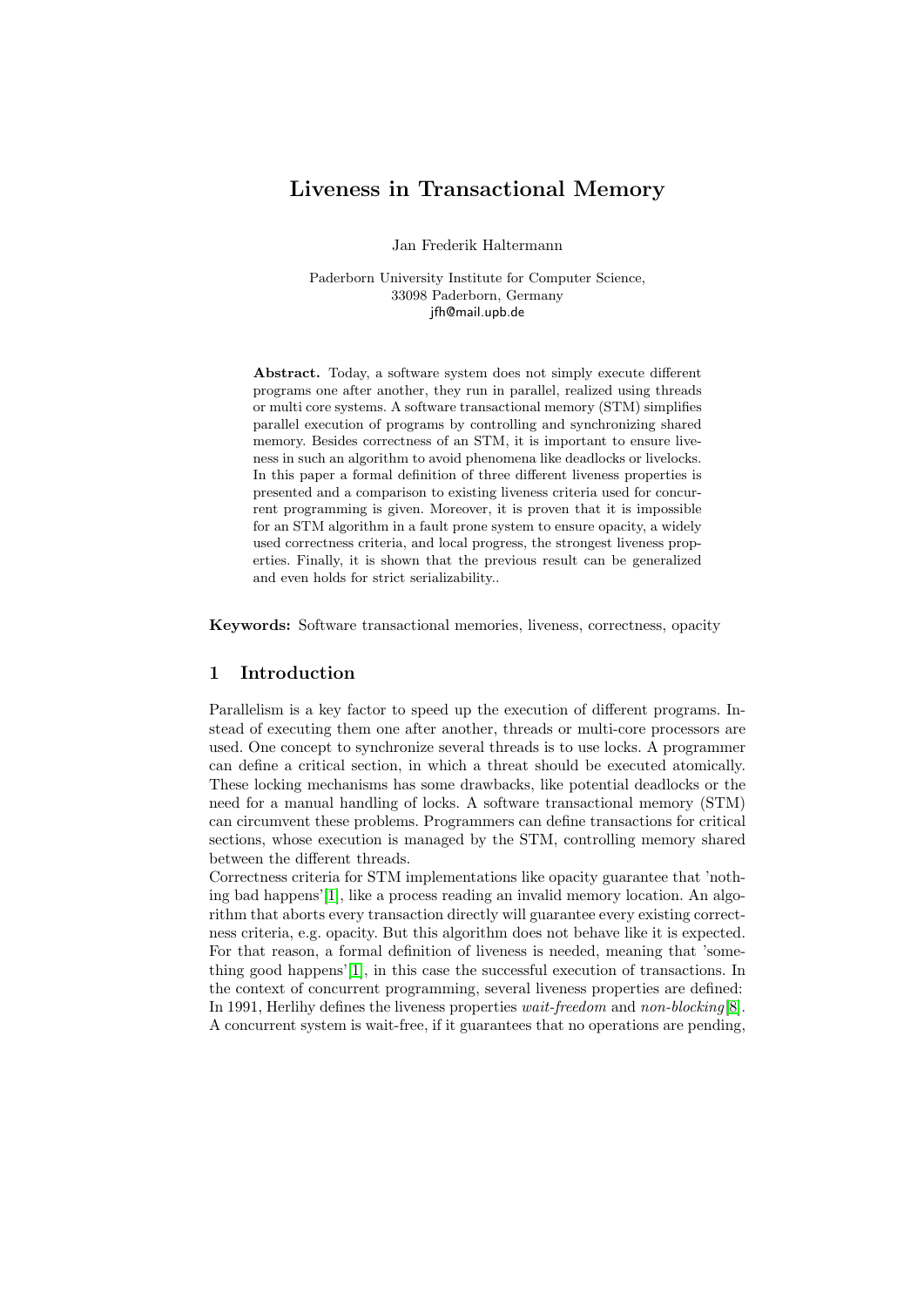# Liveness in Transactional Memory

Jan Frederik Haltermann

Paderborn University Institute for Computer Science,
33098 Paderborn, Germany
jfh@mail.upb.de

**Abstract.** Today, a software system does not simply execute different programs one after another, they run in parallel, realized using threads or multi core systems. A software transactional memory (STM) simplifies parallel execution of programs by controlling and synchronizing shared memory. Besides correctness of an STM, it is important to ensure liveness in such an algorithm to avoid phenomena like deadlocks or livelocks. In this paper a formal definition of three different liveness properties is presented and a comparison to existing liveness criteria used for concurrent programming is given. Moreover, it is proven that it is impossible for an STM algorithm in a fault prone system to ensure opacity, a widely used correctness criteria, and local progress, the strongest liveness properties. Finally, it is shown that the previous result can be generalized and even holds for strict serializability..

**Keywords:** Software transactional memories, liveness, correctness, opacity

## 1 Introduction

Parallelism is a key factor to speed up the execution of different programs. Instead of executing them one after another, threads or multi-core processors are used. One concept to synchronize several threads is to use locks. A programmer can define a critical section, in which a threat should be executed atomically. These locking mechanisms has some drawbacks, like potential deadlocks or the need for a manual handling of locks. A software transactional memory (STM) can circumvent these problems. Programmers can define transactions for critical sections, whose execution is managed by the STM, controlling memory shared between the different threads.
Correctness criteria for STM implementations like opacity guarantee that 'nothing bad happens'[1], like a process reading an invalid memory location. An algorithm that aborts every transaction directly will guarantee every existing correctness criteria, e.g. opacity. But this algorithm does not behave like it is expected. For that reason, a formal definition of liveness is needed, meaning that 'something good happens'[1], in this case the successful execution of transactions. In the context of concurrent programming, several liveness properties are defined: In 1991, Herlihy defines the liveness properties *wait-freedom* and *non-blocking*[8]. A concurrent system is wait-free, if it guarantees that no operations are pending,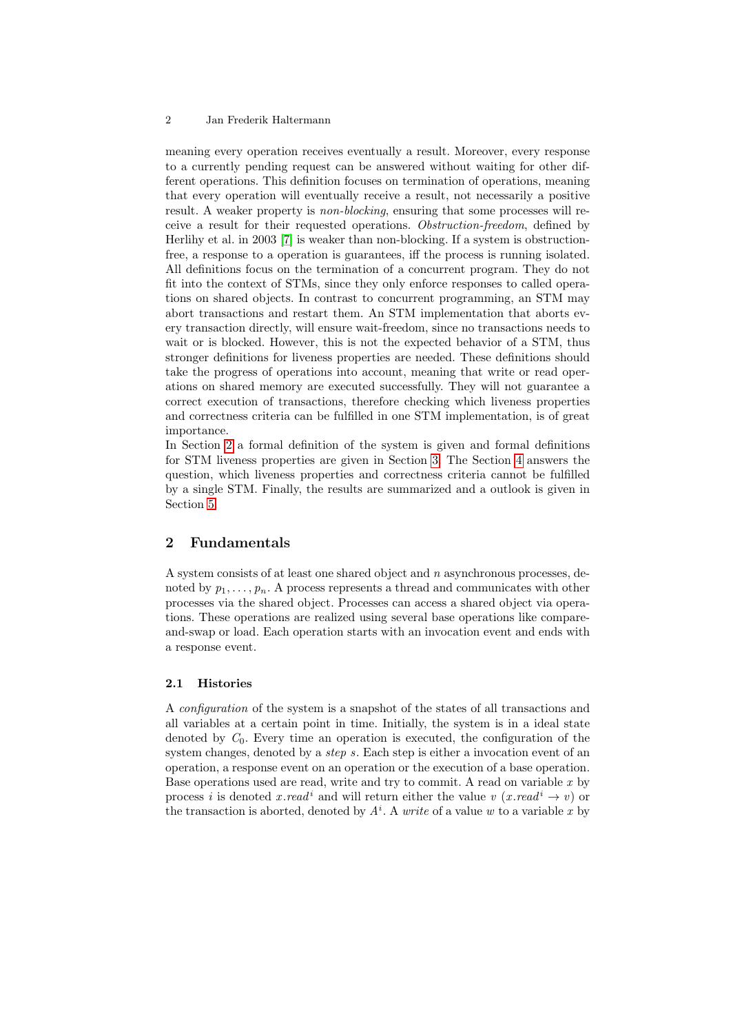meaning every operation receives eventually a result. Moreover, every response to a currently pending request can be answered without waiting for other different operations. This definition focuses on termination of operations, meaning that every operation will eventually receive a result, not necessarily a positive result. A weaker property is *non-blocking*, ensuring that some processes will receive a result for their requested operations. *Obstruction-freedom*, defined by Herlihy et al. in 2003 [7] is weaker than non-blocking. If a system is obstruction-free, a response to a operation is guarantees, iff the process is running isolated. All definitions focus on the termination of a concurrent program. They do not fit into the context of STMs, since they only enforce responses to called operations on shared objects. In contrast to concurrent programming, an STM may abort transactions and restart them. An STM implementation that aborts every transaction directly, will ensure wait-freedom, since no transactions needs to wait or is blocked. However, this is not the expected behavior of a STM, thus stronger definitions for liveness properties are needed. These definitions should take the progress of operations into account, meaning that write or read operations on shared memory are executed successfully. They will not guarantee a correct execution of transactions, therefore checking which liveness properties and correctness criteria can be fulfilled in one STM implementation, is of great importance.

In Section 2 a formal definition of the system is given and formal definitions for STM liveness properties are given in Section 3. The Section 4 answers the question, which liveness properties and correctness criteria cannot be fulfilled by a single STM. Finally, the results are summarized and a outlook is given in Section 5.

## 2 Fundamentals

A system consists of at least one shared object and $n$ asynchronous processes, denoted by $p_1, \ldots, p_n$. A process represents a thread and communicates with other processes via the shared object. Processes can access a shared object via operations. These operations are realized using several base operations like compare-and-swap or load. Each operation starts with an invocation event and ends with a response event.

### 2.1 Histories

A *configuration* of the system is a snapshot of the states of all transactions and all variables at a certain point in time. Initially, the system is in a ideal state denoted by $C_0$. Every time an operation is executed, the configuration of the system changes, denoted by a *step* $s$. Each step is either a invocation event of an operation, a response event on an operation or the execution of a base operation. Base operations used are read, write and try to commit. A read on variable $x$ by process $i$ is denoted $x.read^i$ and will return either the value $v$ ($x.read^i \rightarrow v$) or the transaction is aborted, denoted by $A^i$. A *write* of a value $w$ to a variable $x$ by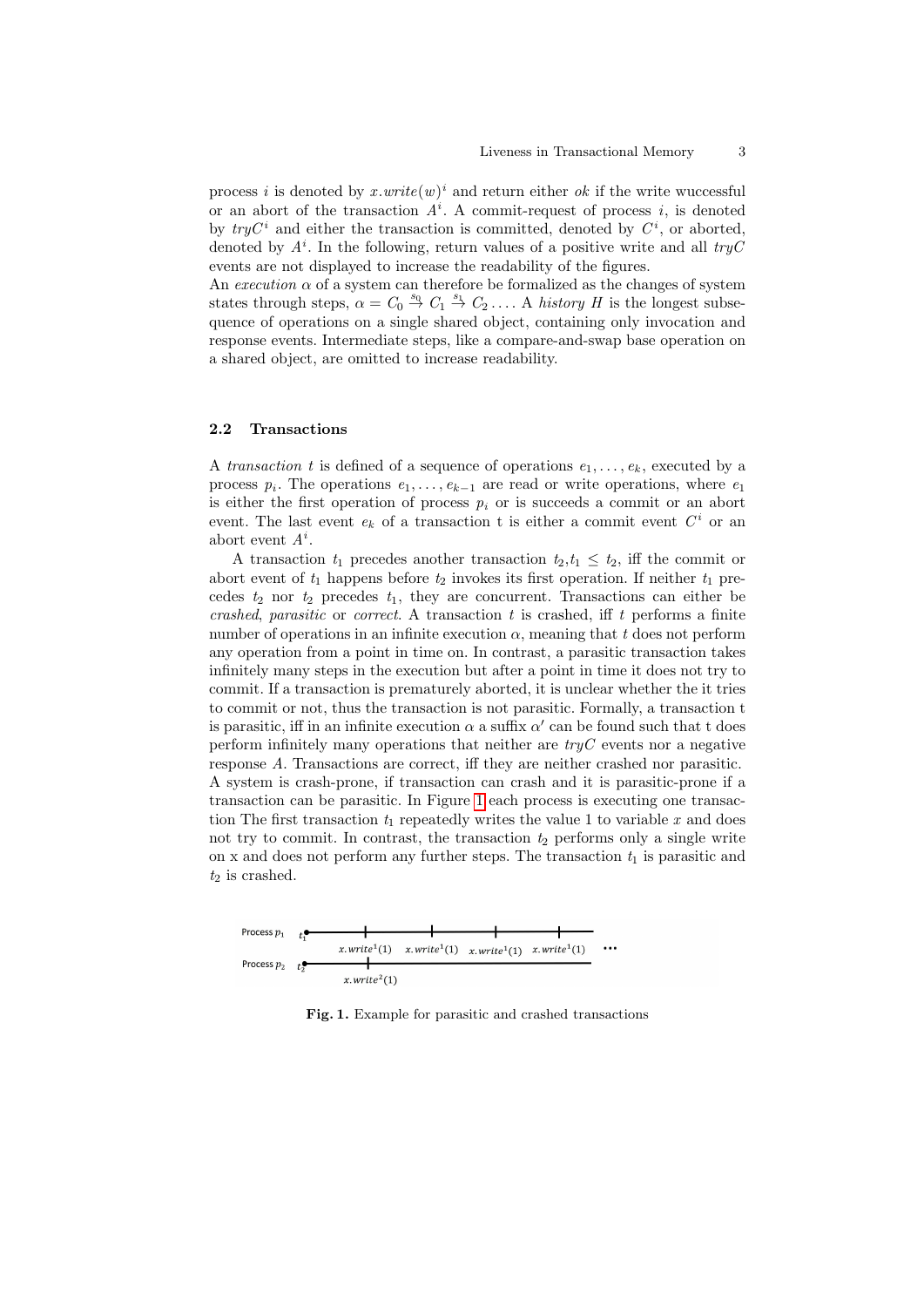process $i$ is denoted by $x.write(w)^i$ and return either *ok* if the write wuccessful or an abort of the transaction $A^i$. A commit-request of process $i$, is denoted by $tryC^i$ and either the transaction is committed, denoted by $C^i$, or aborted, denoted by $A^i$. In the following, return values of a positive write and all $tryC$ events are not displayed to increase the readability of the figures.

An *execution* $\alpha$ of a system can therefore be formalized as the changes of system states through steps, $\alpha = C_0 \xrightarrow{s_0} C_1 \xrightarrow{s_1} C_2 \dots$. A *history* $H$ is the longest subsequence of operations on a single shared object, containing only invocation and response events. Intermediate steps, like a compare-and-swap base operation on a shared object, are omitted to increase readability.

### 2.2 Transactions

A *transaction* $t$ is defined of a sequence of operations $e_1, \dots, e_k$, executed by a process $p_i$. The operations $e_1, \dots, e_{k-1}$ are read or write operations, where $e_1$ is either the first operation of process $p_i$ or is succeeds a commit or an abort event. The last event $e_k$ of a transaction t is either a commit event $C^i$ or an abort event $A^i$.

A transaction $t_1$ precedes another transaction $t_2$,$t_1 \leq t_2$, iff the commit or abort event of $t_1$ happens before $t_2$ invokes its first operation. If neither $t_1$ precedes $t_2$ nor $t_2$ precedes $t_1$, they are concurrent. Transactions can either be *crashed*, *parasitic* or *correct*. A transaction $t$ is crashed, iff $t$ performs a finite number of operations in an infinite execution $\alpha$, meaning that $t$ does not perform any operation from a point in time on. In contrast, a parasitic transaction takes infinitely many steps in the execution but after a point in time it does not try to commit. If a transaction is prematurely aborted, it is unclear whether the it tries to commit or not, thus the transaction is not parasitic. Formally, a transaction t is parasitic, iff in an infinite execution $\alpha$ a suffix $\alpha'$ can be found such that t does perform infinitely many operations that neither are $tryC$ events nor a negative response $A$. Transactions are correct, iff they are neither crashed nor parasitic. A system is crash-prone, if transaction can crash and it is parasitic-prone if a transaction can be parasitic. In Figure 1 each process is executing one transaction The first transaction $t_1$ repeatedly writes the value 1 to variable $x$ and does not try to commit. In contrast, the transaction $t_2$ performs only a single write on x and does not perform any further steps. The transaction $t_1$ is parasitic and $t_2$ is crashed.

**Fig. 1.** Example for parasitic and crashed transactions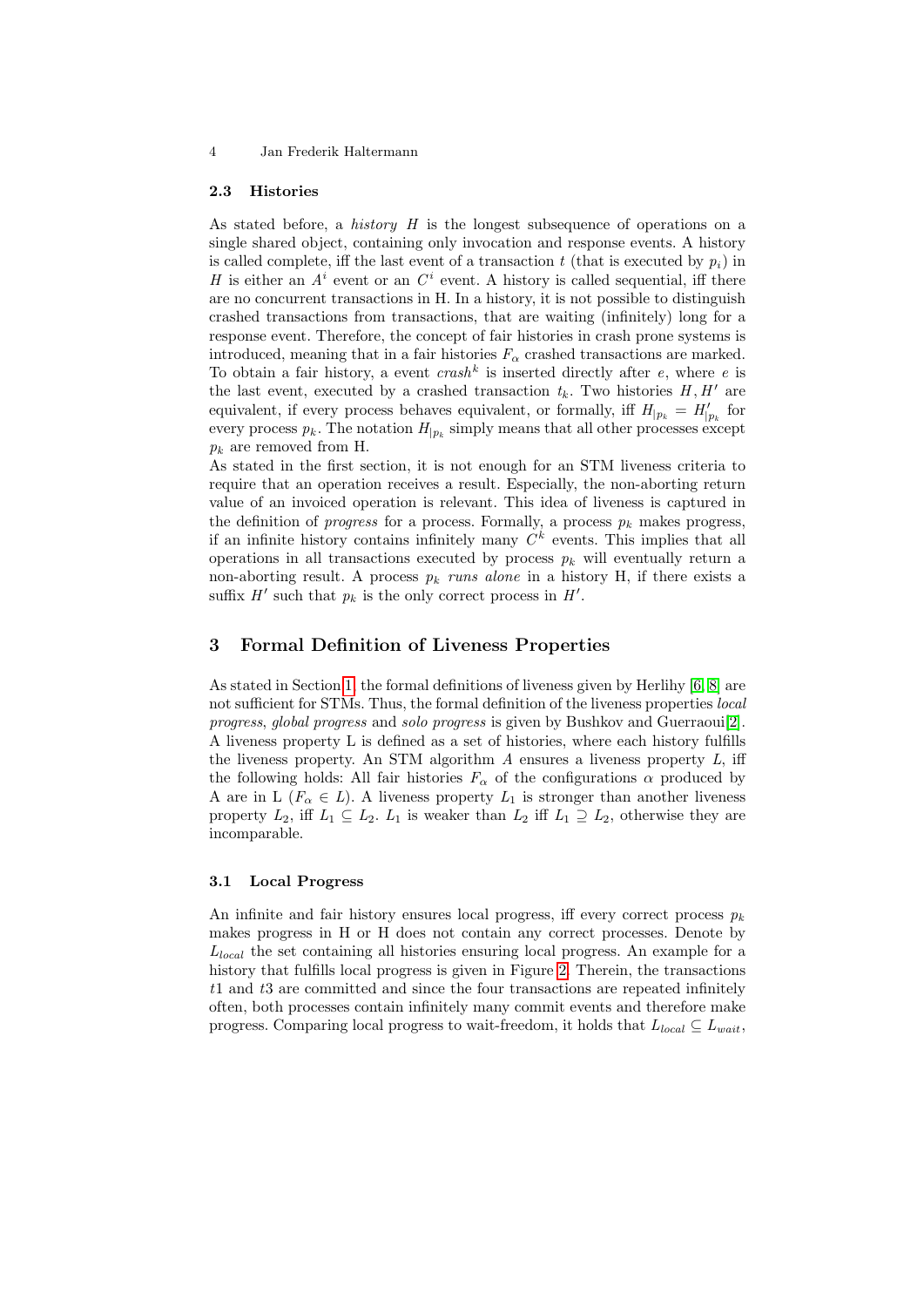### 2.3 Histories

As stated before, a *history* $H$ is the longest subsequence of operations on a single shared object, containing only invocation and response events. A history is called complete, iff the last event of a transaction $t$ (that is executed by $p_i$) in $H$ is either an $A^i$ event or an $C^i$ event. A history is called sequential, iff there are no concurrent transactions in H. In a history, it is not possible to distinguish crashed transactions from transactions, that are waiting (infinitely) long for a response event. Therefore, the concept of fair histories in crash prone systems is introduced, meaning that in a fair histories $F_\alpha$ crashed transactions are marked. To obtain a fair history, a event $crash^k$ is inserted directly after $e$, where $e$ is the last event, executed by a crashed transaction $t_k$. Two histories $H, H'$ are equivalent, if every process behaves equivalent, or formally, iff $H_{|p_k} = H'_{|p_k}$ for every process $p_k$. The notation $H_{|p_k}$ simply means that all other processes except $p_k$ are removed from H.

As stated in the first section, it is not enough for an STM liveness criteria to require that an operation receives a result. Especially, the non-aborting return value of an invoiced operation is relevant. This idea of liveness is captured in the definition of *progress* for a process. Formally, a process $p_k$ makes progress, if an infinite history contains infinitely many $C^k$ events. This implies that all operations in all transactions executed by process $p_k$ will eventually return a non-aborting result. A process $p_k$ *runs alone* in a history H, if there exists a suffix $H'$ such that $p_k$ is the only correct process in $H'$.

## 3 Formal Definition of Liveness Properties

As stated in Section 1, the formal definitions of liveness given by Herlihy [6,8] are not sufficient for STMs. Thus, the formal definition of the liveness properties *local progress*, *global progress* and *solo progress* is given by Bushkov and Guerraoui[2]. A liveness property L is defined as a set of histories, where each history fulfills the liveness property. An STM algorithm $A$ ensures a liveness property $L$, iff the following holds: All fair histories $F_\alpha$ of the configurations $\alpha$ produced by A are in L ($F_\alpha \in L$). A liveness property $L_1$ is stronger than another liveness property $L_2$, iff $L_1 \subseteq L_2$. $L_1$ is weaker than $L_2$ iff $L_1 \supseteq L_2$, otherwise they are incomparable.

### 3.1 Local Progress

An infinite and fair history ensures local progress, iff every correct process $p_k$ makes progress in H or H does not contain any correct processes. Denote by $L_{local}$ the set containing all histories ensuring local progress. An example for a history that fulfills local progress is given in Figure 2. Therein, the transactions $t1$ and $t3$ are committed and since the four transactions are repeated infinitely often, both processes contain infinitely many commit events and therefore make progress. Comparing local progress to wait-freedom, it holds that $L_{local} \subseteq L_{wait}$,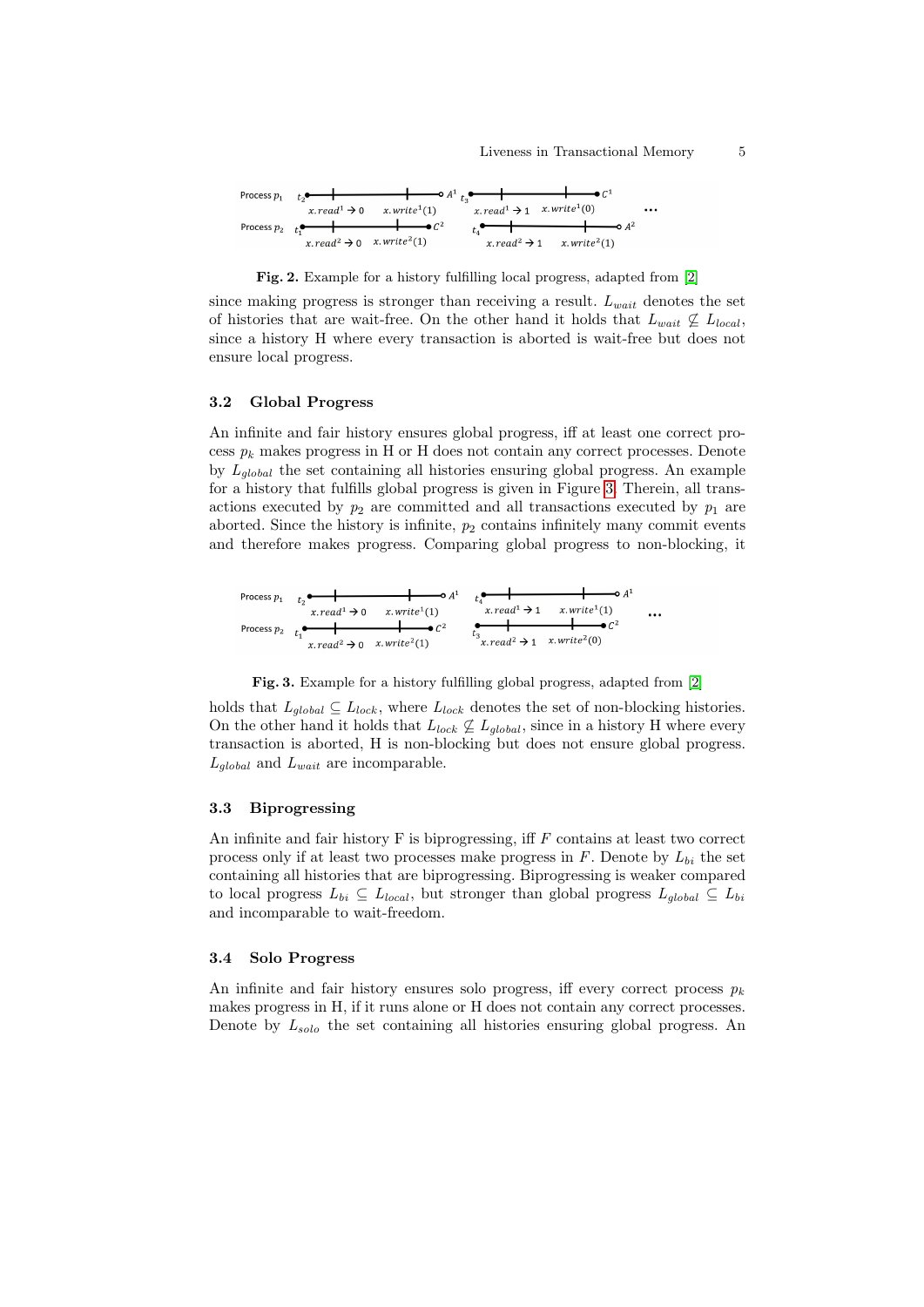Fig. 2. Example for a history fulfilling local progress, adapted from [2]

since making progress is stronger than receiving a result. $L_{wait}$ denotes the set of histories that are wait-free. On the other hand it holds that $L_{wait} \nsubseteq L_{local}$, since a history H where every transaction is aborted is wait-free but does not ensure local progress.

### 3.2 Global Progress

An infinite and fair history ensures global progress, iff at least one correct process $p_k$ makes progress in H or H does not contain any correct processes. Denote by $L_{global}$ the set containing all histories ensuring global progress. An example for a history that fulfills global progress is given in Figure 3. Therein, all transactions executed by $p_2$ are committed and all transactions executed by $p_1$ are aborted. Since the history is infinite, $p_2$ contains infinitely many commit events and therefore makes progress. Comparing global progress to non-blocking, it

Fig. 3. Example for a history fulfilling global progress, adapted from [2]

holds that $L_{global} \subseteq L_{lock}$, where $L_{lock}$ denotes the set of non-blocking histories. On the other hand it holds that $L_{lock} \nsubseteq L_{global}$, since in a history H where every transaction is aborted, H is non-blocking but does not ensure global progress. $L_{global}$ and $L_{wait}$ are incomparable.

### 3.3 Biprogressing

An infinite and fair history F is biprogressing, iff $F$ contains at least two correct process only if at least two processes make progress in $F$. Denote by $L_{bi}$ the set containing all histories that are biprogressing. Biprogressing is weaker compared to local progress $L_{bi} \subseteq L_{local}$, but stronger than global progress $L_{global} \subseteq L_{bi}$ and incomparable to wait-freedom.

### 3.4 Solo Progress

An infinite and fair history ensures solo progress, iff every correct process $p_k$ makes progress in H, if it runs alone or H does not contain any correct processes. Denote by $L_{solo}$ the set containing all histories ensuring global progress. An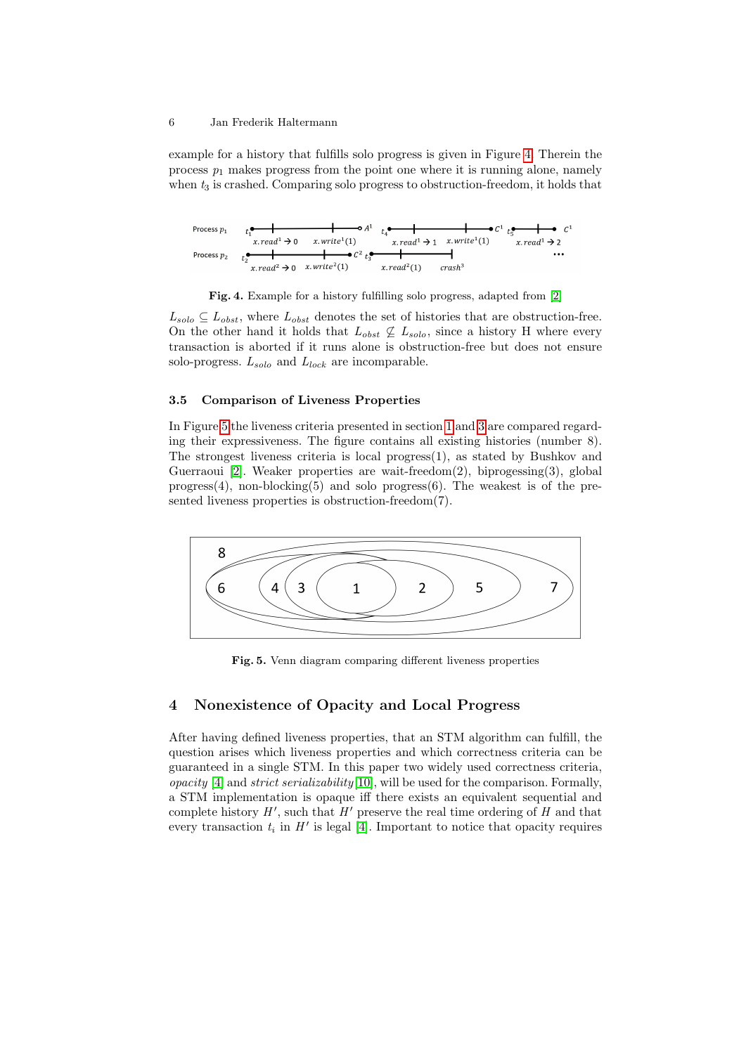example for a history that fulfills solo progress is given in Figure 4. Therein the process $p_1$ makes progress from the point one where it is running alone, namely when $t_3$ is crashed. Comparing solo progress to obstruction-freedom, it holds that

**Fig. 4.** Example for a history fulfilling solo progress, adapted from [2]

$L_{solo} \subseteq L_{obst}$, where $L_{obst}$ denotes the set of histories that are obstruction-free. On the other hand it holds that $L_{obst} \nsubseteq L_{solo}$, since a history H where every transaction is aborted if it runs alone is obstruction-free but does not ensure solo-progress. $L_{solo}$ and $L_{lock}$ are incomparable.

### 3.5 Comparison of Liveness Properties

In Figure 5 the liveness criteria presented in section 1 and 3 are compared regarding their expressiveness. The figure contains all existing histories (number 8). The strongest liveness criteria is local progress(1), as stated by Bushkov and Guerraoui [2]. Weaker properties are wait-freedom(2), biprogessing(3), global progress(4), non-blocking(5) and solo progress(6). The weakest is of the presented liveness properties is obstruction-freedom(7).

**Fig. 5.** Venn diagram comparing different liveness properties

## 4 Nonexistence of Opacity and Local Progress

After having defined liveness properties, that an STM algorithm can fulfill, the question arises which liveness properties and which correctness criteria can be guaranteed in a single STM. In this paper two widely used correctness criteria, *opacity* [4] and *strict serializability* [10], will be used for the comparison. Formally, a STM implementation is opaque iff there exists an equivalent sequential and complete history $H'$, such that $H'$ preserve the real time ordering of $H$ and that every transaction $t_i$ in $H'$ is legal [4]. Important to notice that opacity requires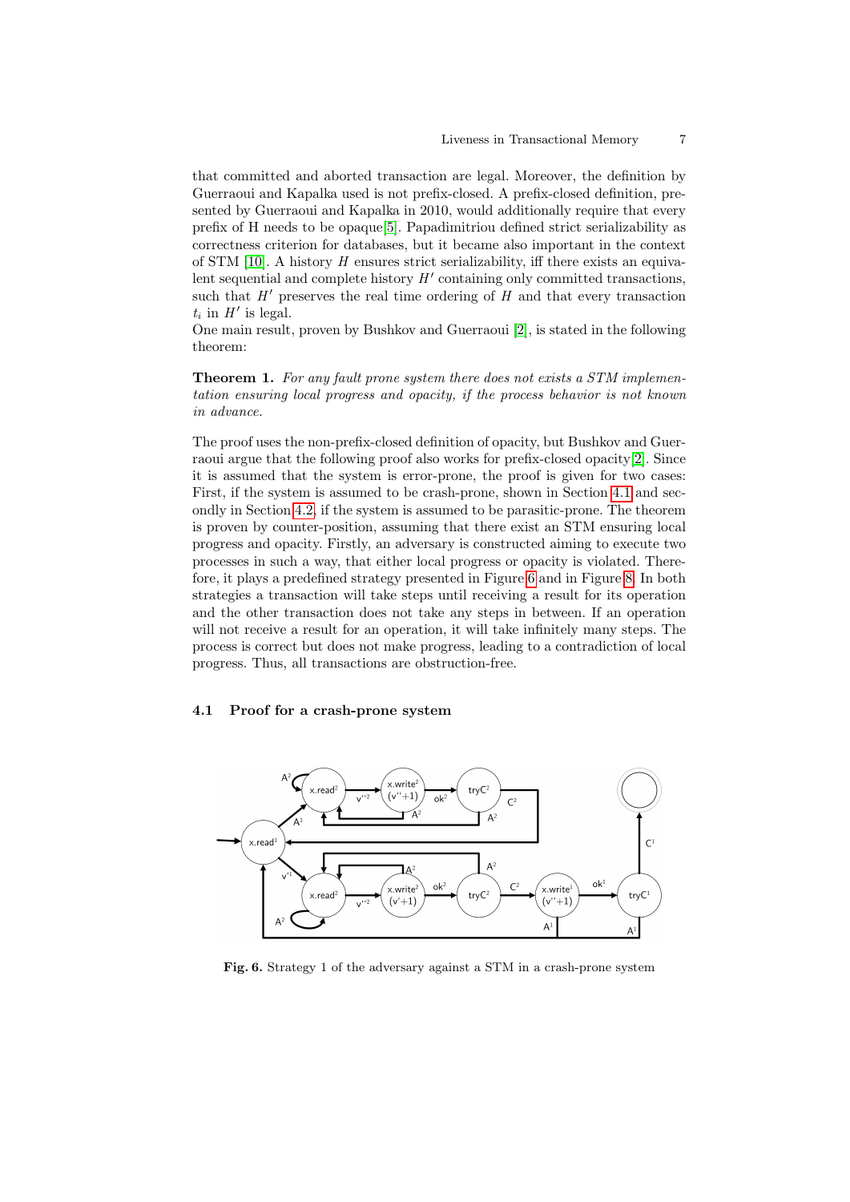that committed and aborted transaction are legal. Moreover, the definition by Guerraoui and Kapalka used is not prefix-closed. A prefix-closed definition, presented by Guerraoui and Kapalka in 2010, would additionally require that every prefix of H needs to be opaque[5]. Papadimitriou defined strict serializability as correctness criterion for databases, but it became also important in the context of STM [10]. A history $H$ ensures strict serializability, iff there exists an equivalent sequential and complete history $H'$ containing only committed transactions, such that $H'$ preserves the real time ordering of $H$ and that every transaction $t_i$ in $H'$ is legal.

One main result, proven by Bushkov and Guerraoui [2], is stated in the following theorem:

**Theorem 1.** *For any fault prone system there does not exists a STM implementation ensuring local progress and opacity, if the process behavior is not known in advance.*

The proof uses the non-prefix-closed definition of opacity, but Bushkov and Guerraoui argue that the following proof also works for prefix-closed opacity[2]. Since it is assumed that the system is error-prone, the proof is given for two cases: First, if the system is assumed to be crash-prone, shown in Section 4.1 and secondly in Section 4.2, if the system is assumed to be parasitic-prone. The theorem is proven by counter-position, assuming that there exist an STM ensuring local progress and opacity. Firstly, an adversary is constructed aiming to execute two processes in such a way, that either local progress or opacity is violated. Therefore, it plays a predefined strategy presented in Figure 6 and in Figure 8. In both strategies a transaction will take steps until receiving a result for its operation and the other transaction does not take any steps in between. If an operation will not receive a result for an operation, it will take infinitely many steps. The process is correct but does not make progress, leading to a contradiction of local progress. Thus, all transactions are obstruction-free.

### 4.1 Proof for a crash-prone system

**Fig. 6.** Strategy 1 of the adversary against a STM in a crash-prone system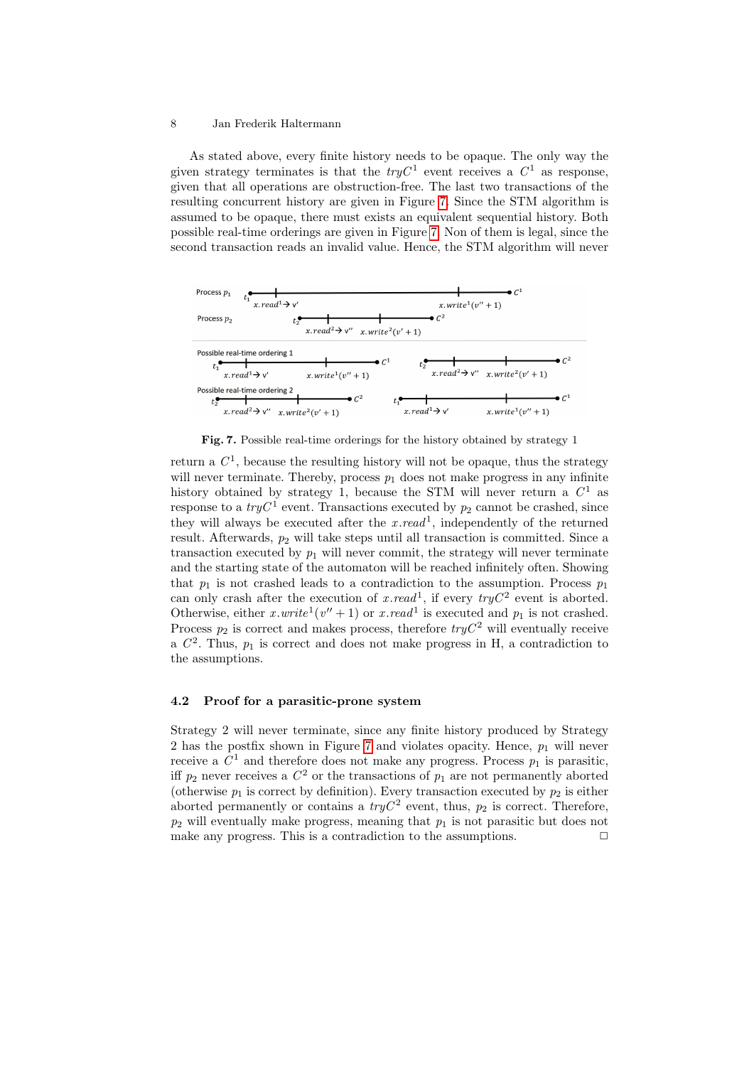As stated above, every finite history needs to be opaque. The only way the given strategy terminates is that the $tryC^1$ event receives a $C^1$ as response, given that all operations are obstruction-free. The last two transactions of the resulting concurrent history are given in Figure 7. Since the STM algorithm is assumed to be opaque, there must exists an equivalent sequential history. Both possible real-time orderings are given in Figure 7. Non of them is legal, since the second transaction reads an invalid value. Hence, the STM algorithm will never

**Fig. 7.** Possible real-time orderings for the history obtained by strategy 1

return a $C^1$, because the resulting history will not be opaque, thus the strategy will never terminate. Thereby, process $p_1$ does not make progress in any infinite history obtained by strategy 1, because the STM will never return a $C^1$ as response to a $tryC^1$ event. Transactions executed by $p_2$ cannot be crashed, since they will always be executed after the $x.read^1$, independently of the returned result. Afterwards, $p_2$ will take steps until all transaction is committed. Since a transaction executed by $p_1$ will never commit, the strategy will never terminate and the starting state of the automaton will be reached infinitely often. Showing that $p_1$ is not crashed leads to a contradiction to the assumption. Process $p_1$ can only crash after the execution of $x.read^1$, if every $tryC^2$ event is aborted. Otherwise, either $x.write^1(v''+1)$ or $x.read^1$ is executed and $p_1$ is not crashed. Process $p_2$ is correct and makes process, therefore $tryC^2$ will eventually receive a $C^2$. Thus, $p_1$ is correct and does not make progress in H, a contradiction to the assumptions.

### 4.2 Proof for a parasitic-prone system

Strategy 2 will never terminate, since any finite history produced by Strategy 2 has the postfix shown in Figure 7 and violates opacity. Hence, $p_1$ will never receive a $C^1$ and therefore does not make any progress. Process $p_1$ is parasitic, iff $p_2$ never receives a $C^2$ or the transactions of $p_1$ are not permanently aborted (otherwise $p_1$ is correct by definition). Every transaction executed by $p_2$ is either aborted permanently or contains a $tryC^2$ event, thus, $p_2$ is correct. Therefore, $p_2$ will eventually make progress, meaning that $p_1$ is not parasitic but does not make any progress. This is a contradiction to the assumptions. □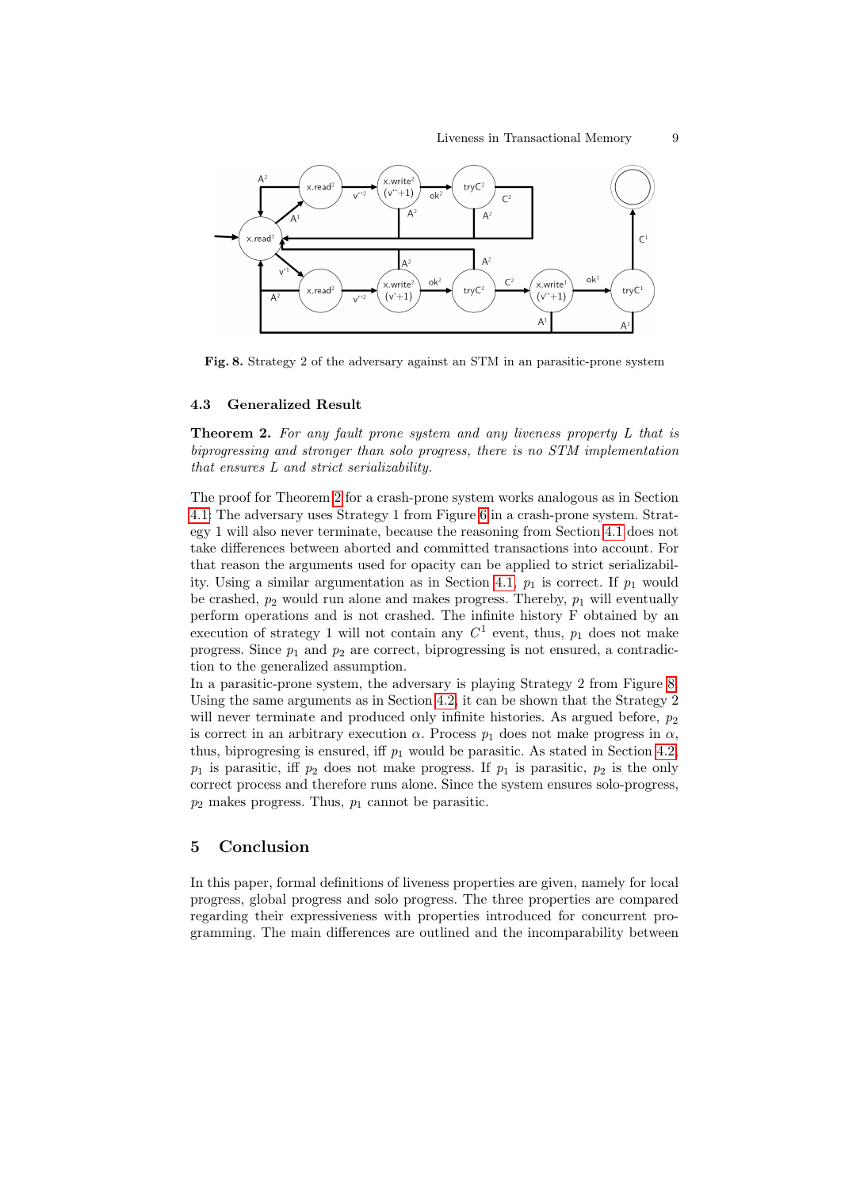Fig. 8. Strategy 2 of the adversary against an STM in an parasitic-prone system

### 4.3 Generalized Result

**Theorem 2.** *For any fault prone system and any liveness property L that is biprogressing and stronger than solo progress, there is no STM implementation that ensures L and strict serializability.*

The proof for Theorem 2 for a crash-prone system works analogous as in Section 4.1: The adversary uses Strategy 1 from Figure 6 in a crash-prone system. Strategy 1 will also never terminate, because the reasoning from Section 4.1 does not take differences between aborted and committed transactions into account. For that reason the arguments used for opacity can be applied to strict serializability. Using a similar argumentation as in Section 4.1, $p_1$ is correct. If $p_1$ would be crashed, $p_2$ would run alone and makes progress. Thereby, $p_1$ will eventually perform operations and is not crashed. The infinite history F obtained by an execution of strategy 1 will not contain any $C^1$ event, thus, $p_1$ does not make progress. Since $p_1$ and $p_2$ are correct, biprogressing is not ensured, a contradiction to the generalized assumption.

In a parasitic-prone system, the adversary is playing Strategy 2 from Figure 8. Using the same arguments as in Section 4.2, it can be shown that the Strategy 2 will never terminate and produced only infinite histories. As argued before, $p_2$ is correct in an arbitrary execution $\alpha$. Process $p_1$ does not make progress in $\alpha$, thus, biprogresing is ensured, iff $p_1$ would be parasitic. As stated in Section 4.2, $p_1$ is parasitic, iff $p_2$ does not make progress. If $p_1$ is parasitic, $p_2$ is the only correct process and therefore runs alone. Since the system ensures solo-progress, $p_2$ makes progress. Thus, $p_1$ cannot be parasitic.

## 5 Conclusion

In this paper, formal definitions of liveness properties are given, namely for local progress, global progress and solo progress. The three properties are compared regarding their expressiveness with properties introduced for concurrent programming. The main differences are outlined and the incomparability between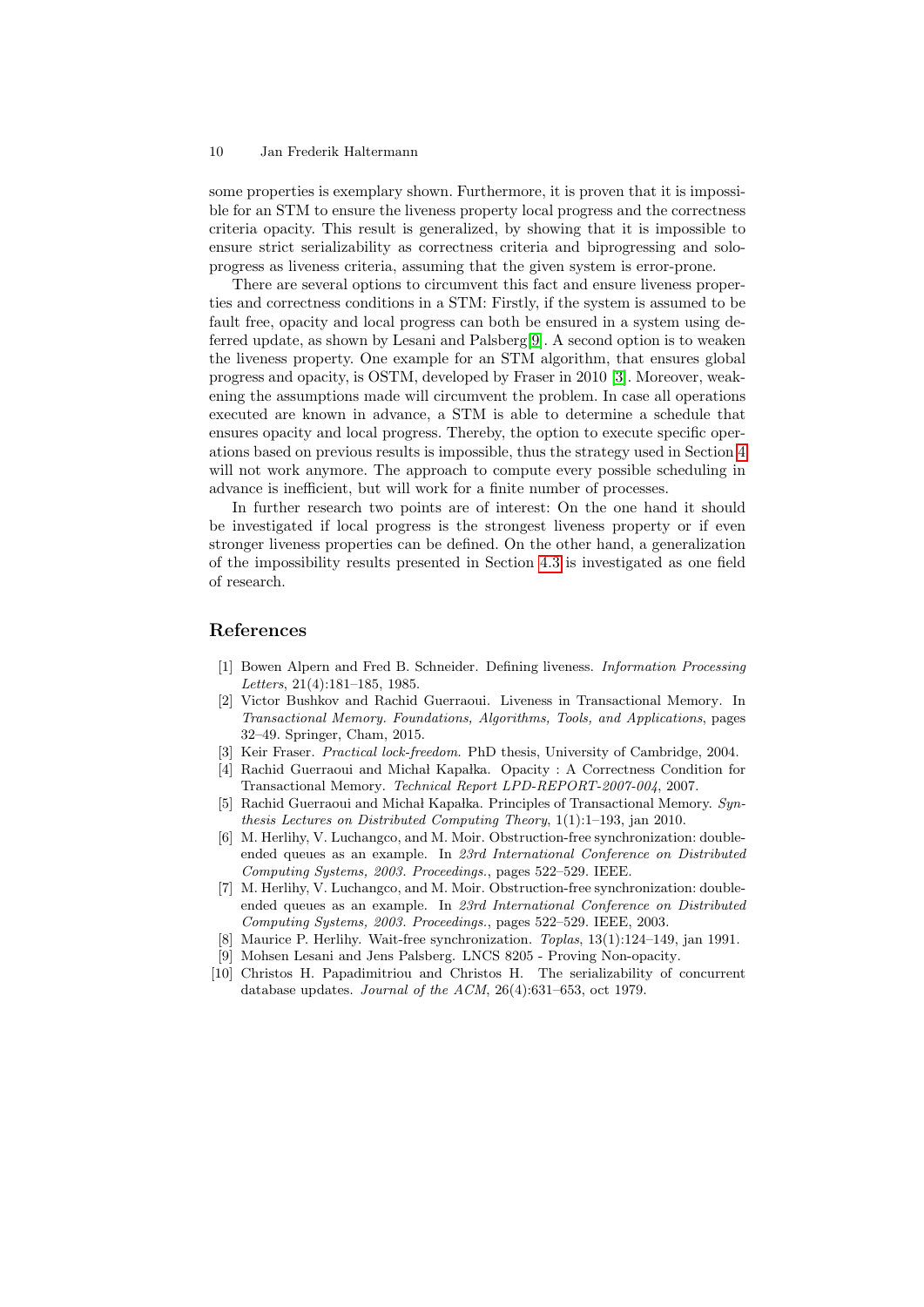some properties is exemplary shown. Furthermore, it is proven that it is impossible for an STM to ensure the liveness property local progress and the correctness criteria opacity. This result is generalized, by showing that it is impossible to ensure strict serializability as correctness criteria and biprogressing and solo-progress as liveness criteria, assuming that the given system is error-prone.

There are several options to circumvent this fact and ensure liveness properties and correctness conditions in a STM: Firstly, if the system is assumed to be fault free, opacity and local progress can both be ensured in a system using deferred update, as shown by Lesani and Palsberg[9]. A second option is to weaken the liveness property. One example for an STM algorithm, that ensures global progress and opacity, is OSTM, developed by Fraser in 2010 [3]. Moreover, weakening the assumptions made will circumvent the problem. In case all operations executed are known in advance, a STM is able to determine a schedule that ensures opacity and local progress. Thereby, the option to execute specific operations based on previous results is impossible, thus the strategy used in Section 4 will not work anymore. The approach to compute every possible scheduling in advance is inefficient, but will work for a finite number of processes.

In further research two points are of interest: On the one hand it should be investigated if local progress is the strongest liveness property or if even stronger liveness properties can be defined. On the other hand, a generalization of the impossibility results presented in Section 4.3 is investigated as one field of research.

## References

1. Bowen Alpern and Fred B. Schneider. Defining liveness. *Information Processing Letters*, 21(4):181–185, 1985.
2. Victor Bushkov and Rachid Guerraoui. Liveness in Transactional Memory. In *Transactional Memory. Foundations, Algorithms, Tools, and Applications*, pages 32–49. Springer, Cham, 2015.
3. Keir Fraser. *Practical lock-freedom*. PhD thesis, University of Cambridge, 2004.
4. Rachid Guerraoui and Michał Kapałka. Opacity : A Correctness Condition for Transactional Memory. *Technical Report LPD-REPORT-2007-004*, 2007.
5. Rachid Guerraoui and Michał Kapałka. Principles of Transactional Memory. *Synthesis Lectures on Distributed Computing Theory*, 1(1):1–193, jan 2010.
6. M. Herlihy, V. Luchangco, and M. Moir. Obstruction-free synchronization: double-ended queues as an example. In *23rd International Conference on Distributed Computing Systems, 2003. Proceedings.*, pages 522–529. IEEE.
7. M. Herlihy, V. Luchangco, and M. Moir. Obstruction-free synchronization: double-ended queues as an example. In *23rd International Conference on Distributed Computing Systems, 2003. Proceedings.*, pages 522–529. IEEE, 2003.
8. Maurice P. Herlihy. Wait-free synchronization. *Toplas*, 13(1):124–149, jan 1991.
9. Mohsen Lesani and Jens Palsberg. LNCS 8205 - Proving Non-opacity.
10. Christos H. Papadimitriou and Christos H. The serializability of concurrent database updates. *Journal of the ACM*, 26(4):631–653, oct 1979.